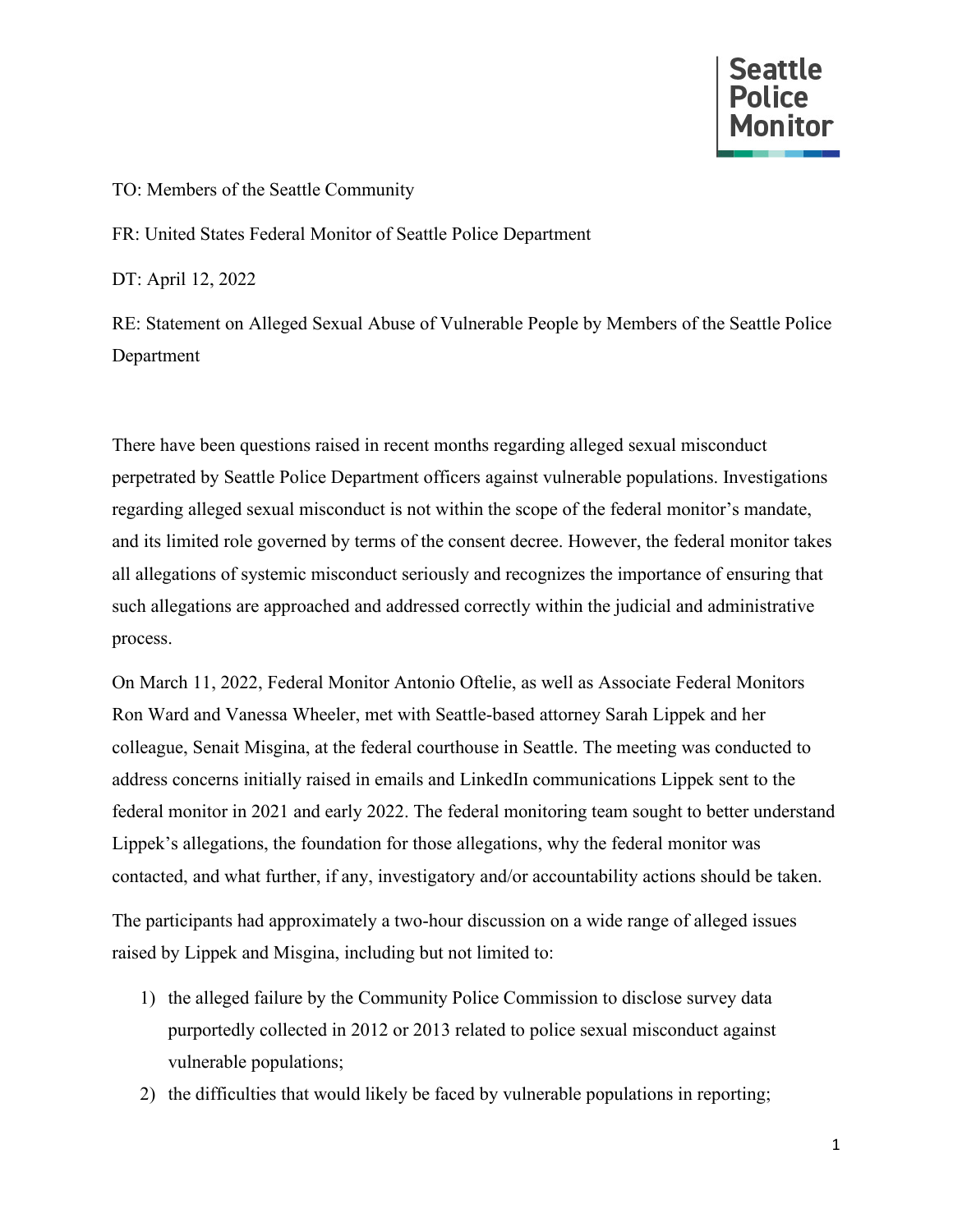**Seattle Police Monitor**

TO: Members of the Seattle Community

FR: United States Federal Monitor of Seattle Police Department

DT: April 12, 2022

RE: Statement on Alleged Sexual Abuse of Vulnerable People by Members of the Seattle Police Department

There have been questions raised in recent months regarding alleged sexual misconduct perpetrated by Seattle Police Department officers against vulnerable populations. Investigations regarding alleged sexual misconduct is not within the scope of the federal monitor's mandate, and its limited role governed by terms of the consent decree. However, the federal monitor takes all allegations of systemic misconduct seriously and recognizes the importance of ensuring that such allegations are approached and addressed correctly within the judicial and administrative process.

On March 11, 2022, Federal Monitor Antonio Oftelie, as well as Associate Federal Monitors Ron Ward and Vanessa Wheeler, met with Seattle-based attorney Sarah Lippek and her colleague, Senait Misgina, at the federal courthouse in Seattle. The meeting was conducted to address concerns initially raised in emails and LinkedIn communications Lippek sent to the federal monitor in 2021 and early 2022. The federal monitoring team sought to better understand Lippek's allegations, the foundation for those allegations, why the federal monitor was contacted, and what further, if any, investigatory and/or accountability actions should be taken.

The participants had approximately a two-hour discussion on a wide range of alleged issues raised by Lippek and Misgina, including but not limited to:

1) the alleged failure by the Community Police Commission to disclose survey data purportedly collected in 2012 or 2013 related to police sexual misconduct against vulnerable populations;
2) the difficulties that would likely be faced by vulnerable populations in reporting;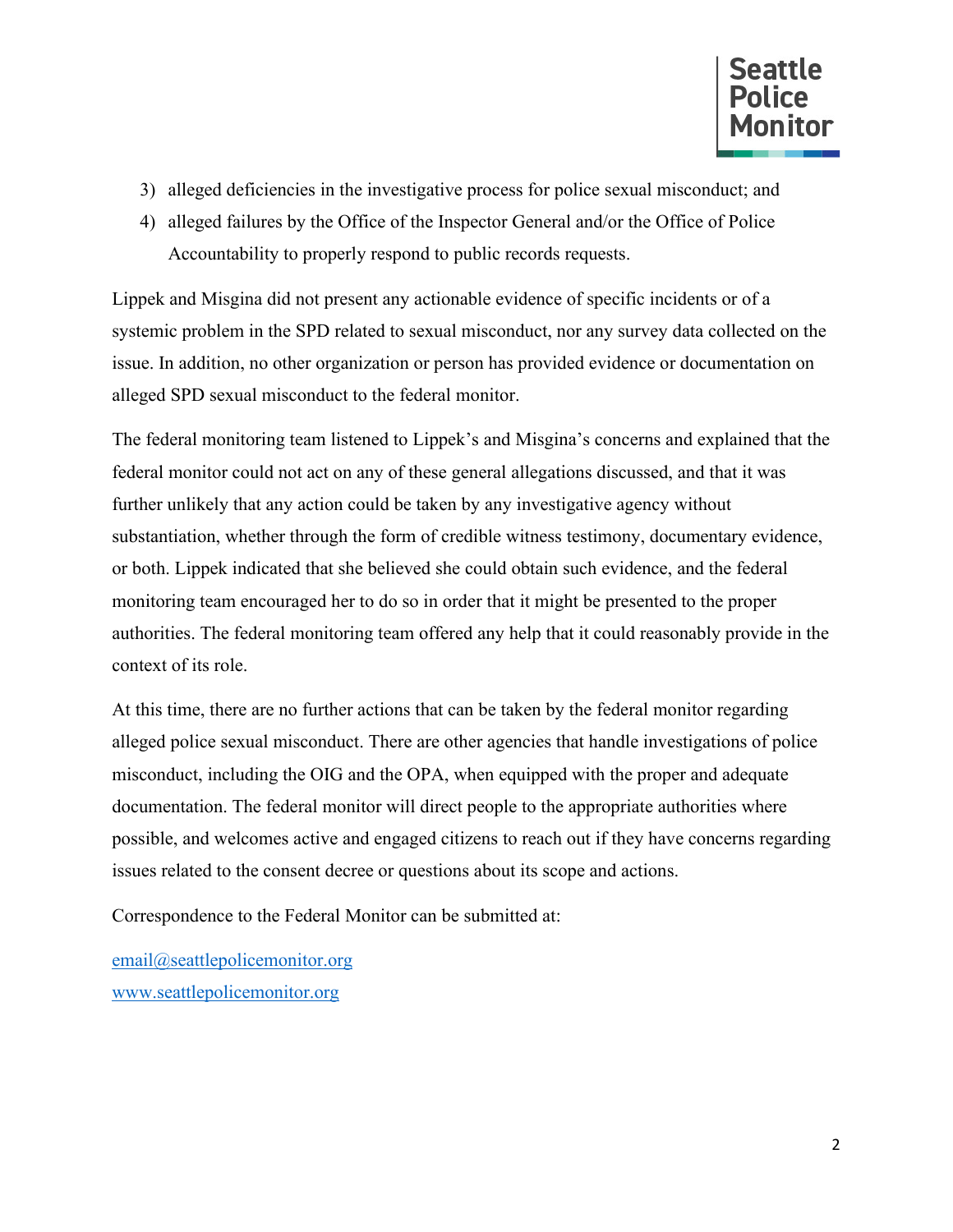3) alleged deficiencies in the investigative process for police sexual misconduct; and
4) alleged failures by the Office of the Inspector General and/or the Office of Police Accountability to properly respond to public records requests.

Lippek and Misgina did not present any actionable evidence of specific incidents or of a systemic problem in the SPD related to sexual misconduct, nor any survey data collected on the issue. In addition, no other organization or person has provided evidence or documentation on alleged SPD sexual misconduct to the federal monitor.

The federal monitoring team listened to Lippek's and Misgina's concerns and explained that the federal monitor could not act on any of these general allegations discussed, and that it was further unlikely that any action could be taken by any investigative agency without substantiation, whether through the form of credible witness testimony, documentary evidence, or both. Lippek indicated that she believed she could obtain such evidence, and the federal monitoring team encouraged her to do so in order that it might be presented to the proper authorities. The federal monitoring team offered any help that it could reasonably provide in the context of its role.

At this time, there are no further actions that can be taken by the federal monitor regarding alleged police sexual misconduct. There are other agencies that handle investigations of police misconduct, including the OIG and the OPA, when equipped with the proper and adequate documentation. The federal monitor will direct people to the appropriate authorities where possible, and welcomes active and engaged citizens to reach out if they have concerns regarding issues related to the consent decree or questions about its scope and actions.

Correspondence to the Federal Monitor can be submitted at:

email@seattlepolicemonitor.org
www.seattlepolicemonitor.org